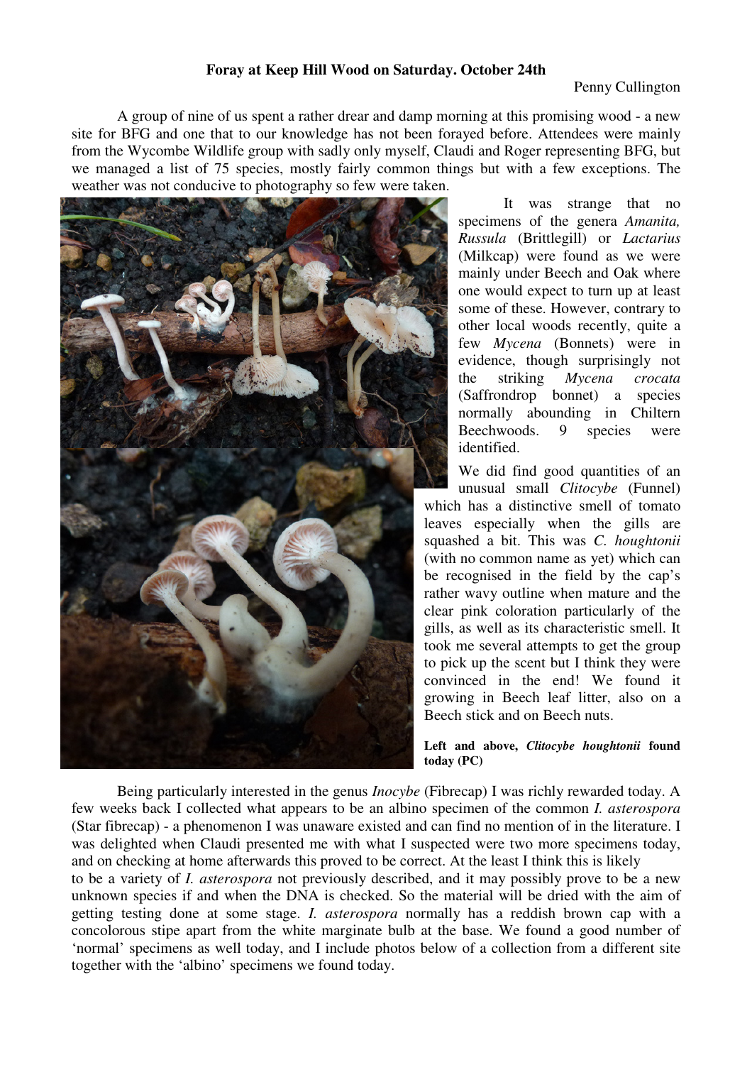**Foray at Keep Hill Wood on Saturday. October 24th**

Penny Cullington

A group of nine of us spent a rather drear and damp morning at this promising wood - a new site for BFG and one that to our knowledge has not been forayed before. Attendees were mainly from the Wycombe Wildlife group with sadly only myself, Claudi and Roger representing BFG, but we managed a list of 75 species, mostly fairly common things but with a few exceptions. The weather was not conducive to photography so few were taken.

It was strange that no specimens of the genera *Amanita, Russula* (Brittlegill) or *Lactarius* (Milkcap) were found as we were mainly under Beech and Oak where one would expect to turn up at least some of these. However, contrary to other local woods recently, quite a few *Mycena* (Bonnets) were in evidence, though surprisingly not the striking *Mycena crocata* (Saffrondrop bonnet) a species normally abounding in Chiltern Beechwoods. 9 species were identified.

We did find good quantities of an unusual small *Clitocybe* (Funnel) which has a distinctive smell of tomato leaves especially when the gills are squashed a bit. This was *C. houghtonii* (with no common name as yet) which can be recognised in the field by the cap's rather wavy outline when mature and the clear pink coloration particularly of the gills, as well as its characteristic smell. It took me several attempts to get the group to pick up the scent but I think they were convinced in the end! We found it growing in Beech leaf litter, also on a Beech stick and on Beech nuts.

**Left and above, *Clitocybe houghtonii* found today (PC)**

Being particularly interested in the genus *Inocybe* (Fibrecap) I was richly rewarded today. A few weeks back I collected what appears to be an albino specimen of the common *I. asterospora* (Star fibrecap) - a phenomenon I was unaware existed and can find no mention of in the literature. I was delighted when Claudi presented me with what I suspected were two more specimens today, and on checking at home afterwards this proved to be correct. At the least I think this is likely to be a variety of *I. asterospora* not previously described, and it may possibly prove to be a new unknown species if and when the DNA is checked. So the material will be dried with the aim of getting testing done at some stage. *I. asterospora* normally has a reddish brown cap with a concolorous stipe apart from the white marginate bulb at the base. We found a good number of 'normal' specimens as well today, and I include photos below of a collection from a different site together with the 'albino' specimens we found today.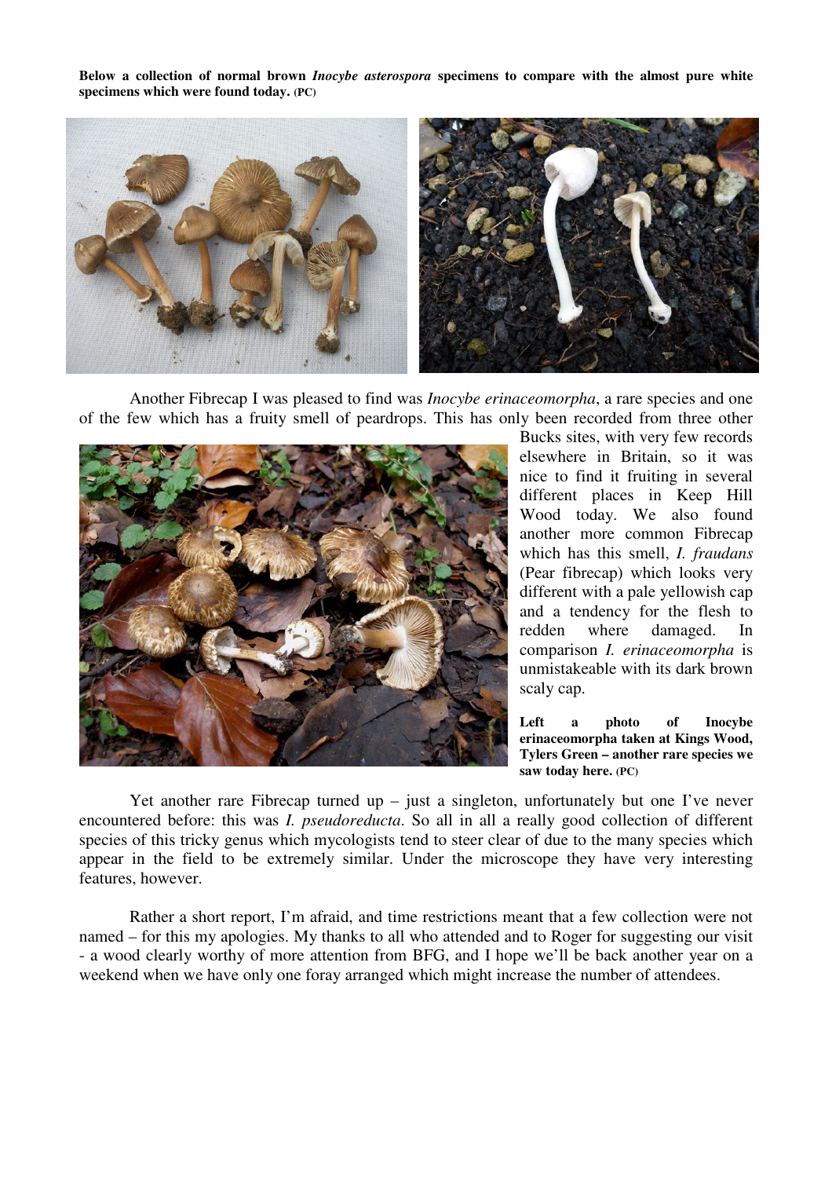**Below a collection of normal brown *Inocybe asterospora* specimens to compare with the almost pure white specimens which were found today. (PC)**

Another Fibrecap I was pleased to find was *Inocybe erinaceomorpha*, a rare species and one of the few which has a fruity smell of peardrops. This has only been recorded from three other Bucks sites, with very few records elsewhere in Britain, so it was nice to find it fruiting in several different places in Keep Hill Wood today. We also found another more common Fibrecap which has this smell, *I. fraudans* (Pear fibrecap) which looks very different with a pale yellowish cap and a tendency for the flesh to redden where damaged. In comparison *I. erinaceomorpha* is unmistakeable with its dark brown scaly cap.

**Left a photo of Inocybe erinaceomorpha taken at Kings Wood, Tylers Green – another rare species we saw today here. (PC)**

Yet another rare Fibrecap turned up – just a singleton, unfortunately but one I've never encountered before: this was *I. pseudoreducta*. So all in all a really good collection of different species of this tricky genus which mycologists tend to steer clear of due to the many species which appear in the field to be extremely similar. Under the microscope they have very interesting features, however.

Rather a short report, I'm afraid, and time restrictions meant that a few collection were not named – for this my apologies. My thanks to all who attended and to Roger for suggesting our visit - a wood clearly worthy of more attention from BFG, and I hope we'll be back another year on a weekend when we have only one foray arranged which might increase the number of attendees.